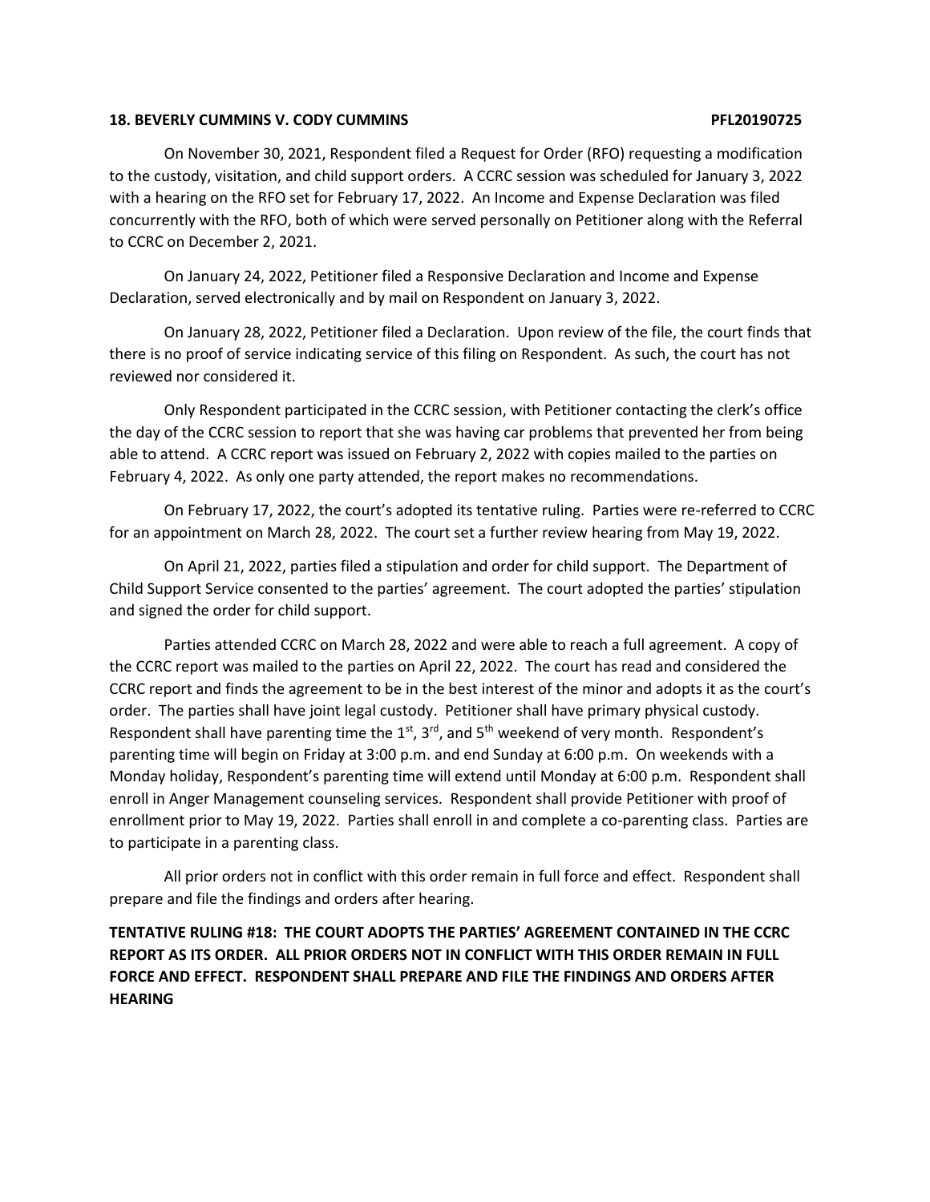**18. BEVERLY CUMMINS V. CODY CUMMINS PFL20190725**

On November 30, 2021, Respondent filed a Request for Order (RFO) requesting a modification to the custody, visitation, and child support orders. A CCRC session was scheduled for January 3, 2022 with a hearing on the RFO set for February 17, 2022. An Income and Expense Declaration was filed concurrently with the RFO, both of which were served personally on Petitioner along with the Referral to CCRC on December 2, 2021.

On January 24, 2022, Petitioner filed a Responsive Declaration and Income and Expense Declaration, served electronically and by mail on Respondent on January 3, 2022.

On January 28, 2022, Petitioner filed a Declaration. Upon review of the file, the court finds that there is no proof of service indicating service of this filing on Respondent. As such, the court has not reviewed nor considered it.

Only Respondent participated in the CCRC session, with Petitioner contacting the clerk's office the day of the CCRC session to report that she was having car problems that prevented her from being able to attend. A CCRC report was issued on February 2, 2022 with copies mailed to the parties on February 4, 2022. As only one party attended, the report makes no recommendations.

On February 17, 2022, the court's adopted its tentative ruling. Parties were re-referred to CCRC for an appointment on March 28, 2022. The court set a further review hearing from May 19, 2022.

On April 21, 2022, parties filed a stipulation and order for child support. The Department of Child Support Service consented to the parties' agreement. The court adopted the parties' stipulation and signed the order for child support.

Parties attended CCRC on March 28, 2022 and were able to reach a full agreement. A copy of the CCRC report was mailed to the parties on April 22, 2022. The court has read and considered the CCRC report and finds the agreement to be in the best interest of the minor and adopts it as the court's order. The parties shall have joint legal custody. Petitioner shall have primary physical custody. Respondent shall have parenting time the 1st, 3rd, and 5th weekend of very month. Respondent's parenting time will begin on Friday at 3:00 p.m. and end Sunday at 6:00 p.m. On weekends with a Monday holiday, Respondent's parenting time will extend until Monday at 6:00 p.m. Respondent shall enroll in Anger Management counseling services. Respondent shall provide Petitioner with proof of enrollment prior to May 19, 2022. Parties shall enroll in and complete a co-parenting class. Parties are to participate in a parenting class.

All prior orders not in conflict with this order remain in full force and effect. Respondent shall prepare and file the findings and orders after hearing.

**TENTATIVE RULING #18: THE COURT ADOPTS THE PARTIES' AGREEMENT CONTAINED IN THE CCRC REPORT AS ITS ORDER. ALL PRIOR ORDERS NOT IN CONFLICT WITH THIS ORDER REMAIN IN FULL FORCE AND EFFECT. RESPONDENT SHALL PREPARE AND FILE THE FINDINGS AND ORDERS AFTER HEARING**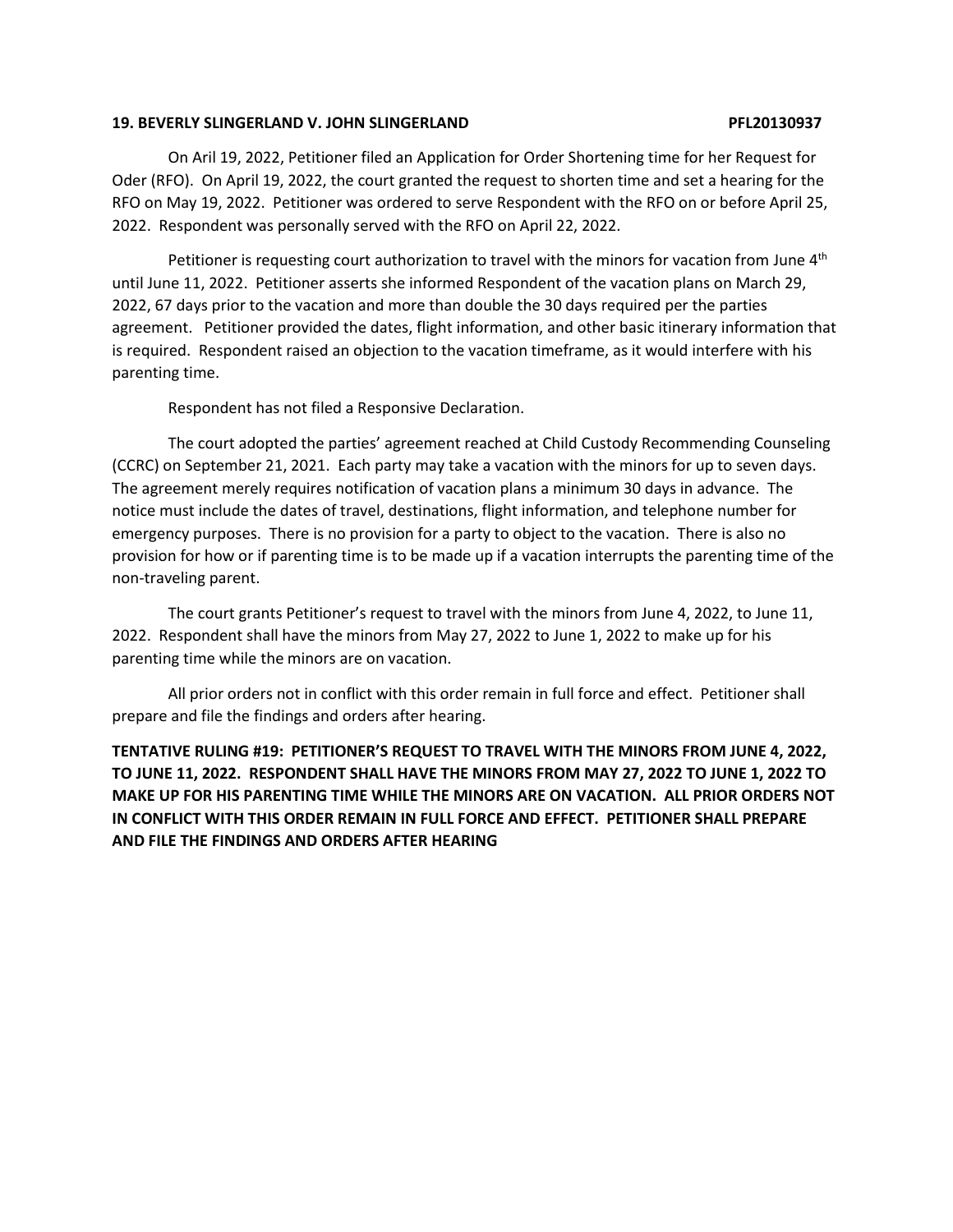**19. BEVERLY SLINGERLAND V. JOHN SLINGERLAND PFL20130937**

On Aril 19, 2022, Petitioner filed an Application for Order Shortening time for her Request for Oder (RFO). On April 19, 2022, the court granted the request to shorten time and set a hearing for the RFO on May 19, 2022. Petitioner was ordered to serve Respondent with the RFO on or before April 25, 2022. Respondent was personally served with the RFO on April 22, 2022.

Petitioner is requesting court authorization to travel with the minors for vacation from June 4th until June 11, 2022. Petitioner asserts she informed Respondent of the vacation plans on March 29, 2022, 67 days prior to the vacation and more than double the 30 days required per the parties agreement. Petitioner provided the dates, flight information, and other basic itinerary information that is required. Respondent raised an objection to the vacation timeframe, as it would interfere with his parenting time.

Respondent has not filed a Responsive Declaration.

The court adopted the parties' agreement reached at Child Custody Recommending Counseling (CCRC) on September 21, 2021. Each party may take a vacation with the minors for up to seven days. The agreement merely requires notification of vacation plans a minimum 30 days in advance. The notice must include the dates of travel, destinations, flight information, and telephone number for emergency purposes. There is no provision for a party to object to the vacation. There is also no provision for how or if parenting time is to be made up if a vacation interrupts the parenting time of the non-traveling parent.

The court grants Petitioner's request to travel with the minors from June 4, 2022, to June 11, 2022. Respondent shall have the minors from May 27, 2022 to June 1, 2022 to make up for his parenting time while the minors are on vacation.

All prior orders not in conflict with this order remain in full force and effect. Petitioner shall prepare and file the findings and orders after hearing.

**TENTATIVE RULING #19: PETITIONER'S REQUEST TO TRAVEL WITH THE MINORS FROM JUNE 4, 2022, TO JUNE 11, 2022. RESPONDENT SHALL HAVE THE MINORS FROM MAY 27, 2022 TO JUNE 1, 2022 TO MAKE UP FOR HIS PARENTING TIME WHILE THE MINORS ARE ON VACATION. ALL PRIOR ORDERS NOT IN CONFLICT WITH THIS ORDER REMAIN IN FULL FORCE AND EFFECT. PETITIONER SHALL PREPARE AND FILE THE FINDINGS AND ORDERS AFTER HEARING**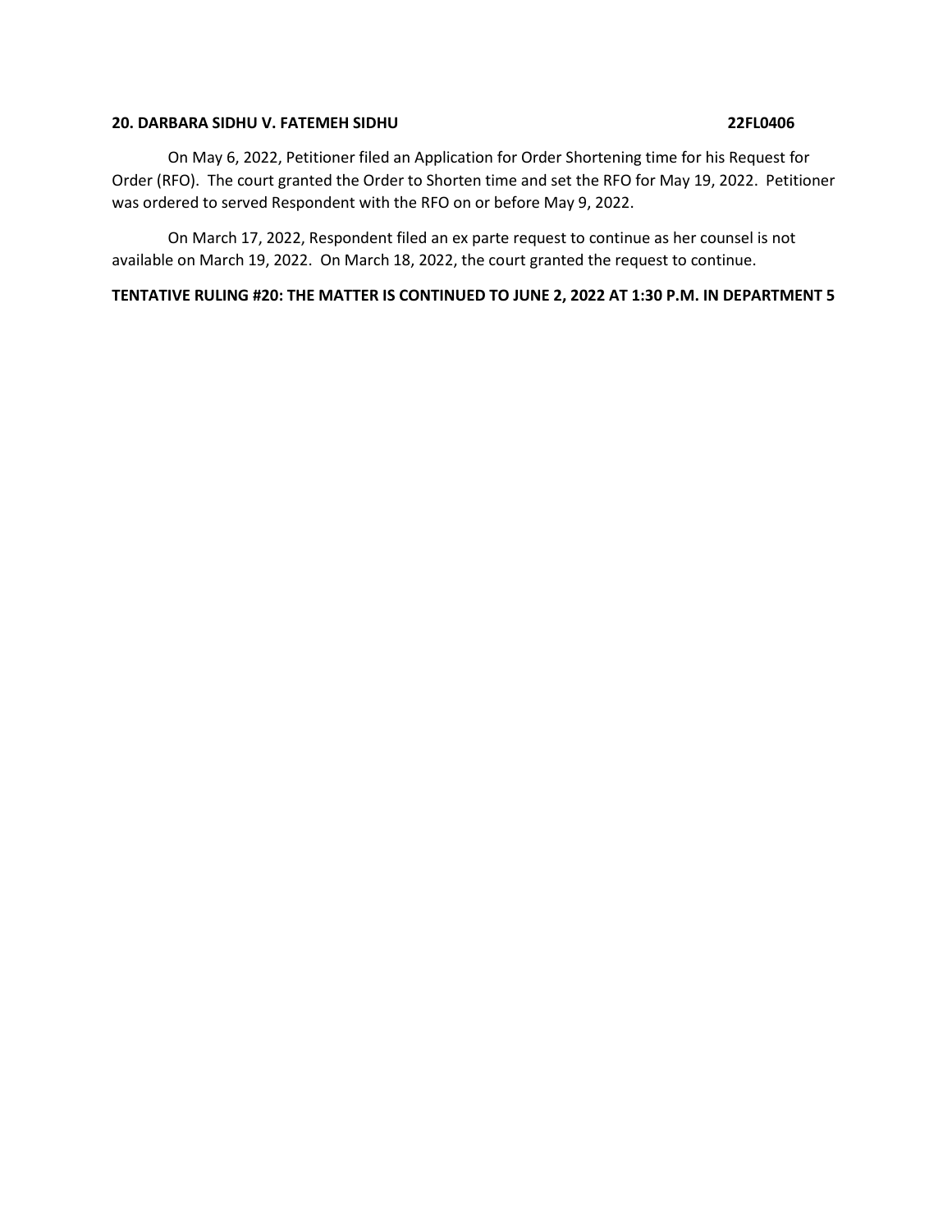**20. DARBARA SIDHU V. FATEMEH SIDHU 22FL0406**

On May 6, 2022, Petitioner filed an Application for Order Shortening time for his Request for Order (RFO). The court granted the Order to Shorten time and set the RFO for May 19, 2022. Petitioner was ordered to served Respondent with the RFO on or before May 9, 2022.

On March 17, 2022, Respondent filed an ex parte request to continue as her counsel is not available on March 19, 2022. On March 18, 2022, the court granted the request to continue.

**TENTATIVE RULING #20: THE MATTER IS CONTINUED TO JUNE 2, 2022 AT 1:30 P.M. IN DEPARTMENT 5**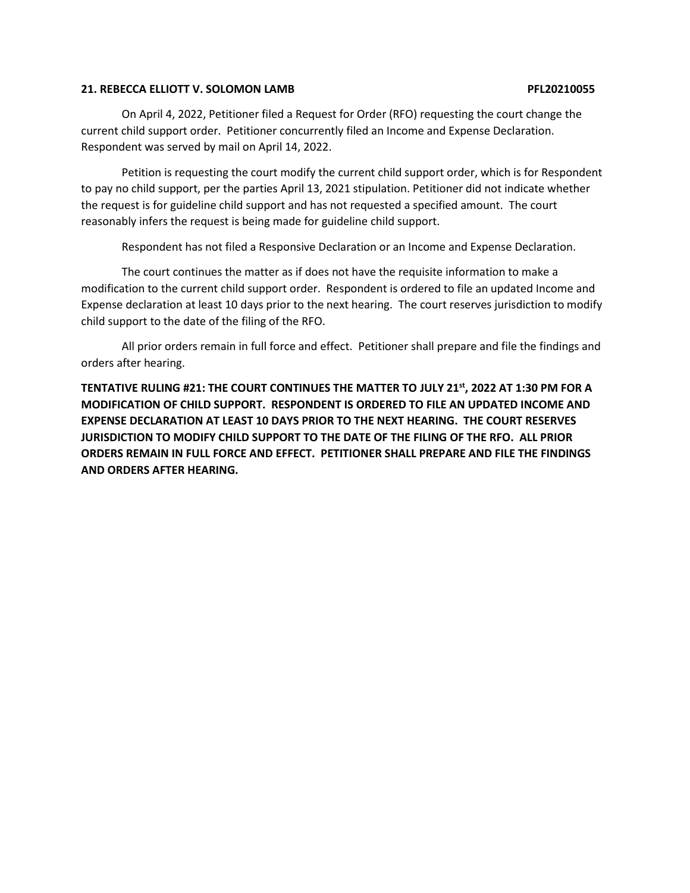**21. REBECCA ELLIOTT V. SOLOMON LAMB PFL20210055**

On April 4, 2022, Petitioner filed a Request for Order (RFO) requesting the court change the current child support order. Petitioner concurrently filed an Income and Expense Declaration. Respondent was served by mail on April 14, 2022.

Petition is requesting the court modify the current child support order, which is for Respondent to pay no child support, per the parties April 13, 2021 stipulation. Petitioner did not indicate whether the request is for guideline child support and has not requested a specified amount. The court reasonably infers the request is being made for guideline child support.

Respondent has not filed a Responsive Declaration or an Income and Expense Declaration.

The court continues the matter as if does not have the requisite information to make a modification to the current child support order. Respondent is ordered to file an updated Income and Expense declaration at least 10 days prior to the next hearing. The court reserves jurisdiction to modify child support to the date of the filing of the RFO.

All prior orders remain in full force and effect. Petitioner shall prepare and file the findings and orders after hearing.

**TENTATIVE RULING #21: THE COURT CONTINUES THE MATTER TO JULY 21st, 2022 AT 1:30 PM FOR A MODIFICATION OF CHILD SUPPORT. RESPONDENT IS ORDERED TO FILE AN UPDATED INCOME AND EXPENSE DECLARATION AT LEAST 10 DAYS PRIOR TO THE NEXT HEARING. THE COURT RESERVES JURISDICTION TO MODIFY CHILD SUPPORT TO THE DATE OF THE FILING OF THE RFO. ALL PRIOR ORDERS REMAIN IN FULL FORCE AND EFFECT. PETITIONER SHALL PREPARE AND FILE THE FINDINGS AND ORDERS AFTER HEARING.**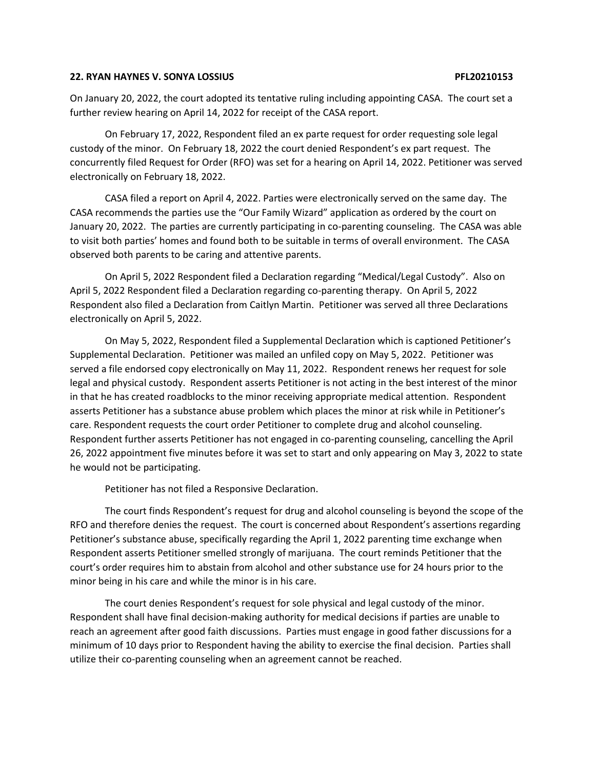**22. RYAN HAYNES V. SONYA LOSSIUS PFL20210153**

On January 20, 2022, the court adopted its tentative ruling including appointing CASA. The court set a further review hearing on April 14, 2022 for receipt of the CASA report.

On February 17, 2022, Respondent filed an ex parte request for order requesting sole legal custody of the minor. On February 18, 2022 the court denied Respondent's ex part request. The concurrently filed Request for Order (RFO) was set for a hearing on April 14, 2022. Petitioner was served electronically on February 18, 2022.

CASA filed a report on April 4, 2022. Parties were electronically served on the same day. The CASA recommends the parties use the "Our Family Wizard" application as ordered by the court on January 20, 2022. The parties are currently participating in co-parenting counseling. The CASA was able to visit both parties' homes and found both to be suitable in terms of overall environment. The CASA observed both parents to be caring and attentive parents.

On April 5, 2022 Respondent filed a Declaration regarding "Medical/Legal Custody". Also on April 5, 2022 Respondent filed a Declaration regarding co-parenting therapy. On April 5, 2022 Respondent also filed a Declaration from Caitlyn Martin. Petitioner was served all three Declarations electronically on April 5, 2022.

On May 5, 2022, Respondent filed a Supplemental Declaration which is captioned Petitioner's Supplemental Declaration. Petitioner was mailed an unfiled copy on May 5, 2022. Petitioner was served a file endorsed copy electronically on May 11, 2022. Respondent renews her request for sole legal and physical custody. Respondent asserts Petitioner is not acting in the best interest of the minor in that he has created roadblocks to the minor receiving appropriate medical attention. Respondent asserts Petitioner has a substance abuse problem which places the minor at risk while in Petitioner's care. Respondent requests the court order Petitioner to complete drug and alcohol counseling. Respondent further asserts Petitioner has not engaged in co-parenting counseling, cancelling the April 26, 2022 appointment five minutes before it was set to start and only appearing on May 3, 2022 to state he would not be participating.

Petitioner has not filed a Responsive Declaration.

The court finds Respondent's request for drug and alcohol counseling is beyond the scope of the RFO and therefore denies the request. The court is concerned about Respondent's assertions regarding Petitioner's substance abuse, specifically regarding the April 1, 2022 parenting time exchange when Respondent asserts Petitioner smelled strongly of marijuana. The court reminds Petitioner that the court's order requires him to abstain from alcohol and other substance use for 24 hours prior to the minor being in his care and while the minor is in his care.

The court denies Respondent's request for sole physical and legal custody of the minor. Respondent shall have final decision-making authority for medical decisions if parties are unable to reach an agreement after good faith discussions. Parties must engage in good father discussions for a minimum of 10 days prior to Respondent having the ability to exercise the final decision. Parties shall utilize their co-parenting counseling when an agreement cannot reached.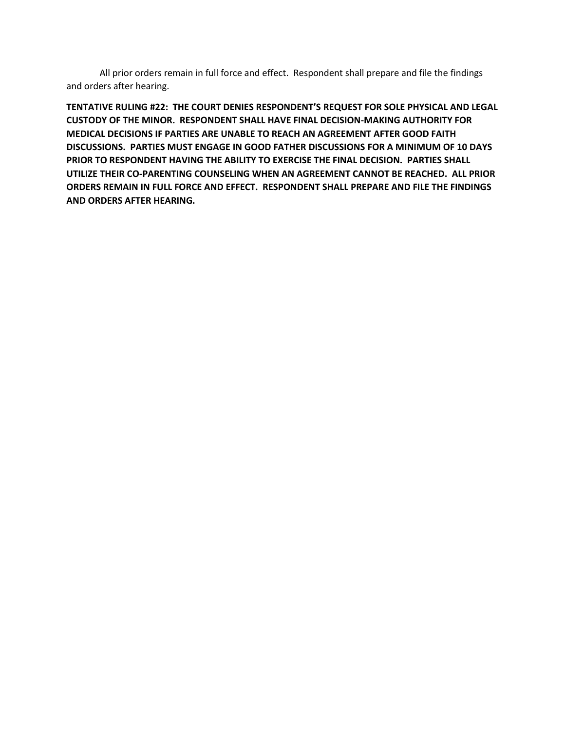All prior orders remain in full force and effect. Respondent shall prepare and file the findings and orders after hearing.

**TENTATIVE RULING #22: THE COURT DENIES RESPONDENT'S REQUEST FOR SOLE PHYSICAL AND LEGAL CUSTODY OF THE MINOR. RESPONDENT SHALL HAVE FINAL DECISION-MAKING AUTHORITY FOR MEDICAL DECISIONS IF PARTIES ARE UNABLE TO REACH AN AGREEMENT AFTER GOOD FAITH DISCUSSIONS. PARTIES MUST ENGAGE IN GOOD FATHER DISCUSSIONS FOR A MINIMUM OF 10 DAYS PRIOR TO RESPONDENT HAVING THE ABILITY TO EXERCISE THE FINAL DECISION. PARTIES SHALL UTILIZE THEIR CO-PARENTING COUNSELING WHEN AN AGREEMENT CANNOT BE REACHED. ALL PRIOR ORDERS REMAIN IN FULL FORCE AND EFFECT. RESPONDENT SHALL PREPARE AND FILE THE FINDINGS AND ORDERS AFTER HEARING.**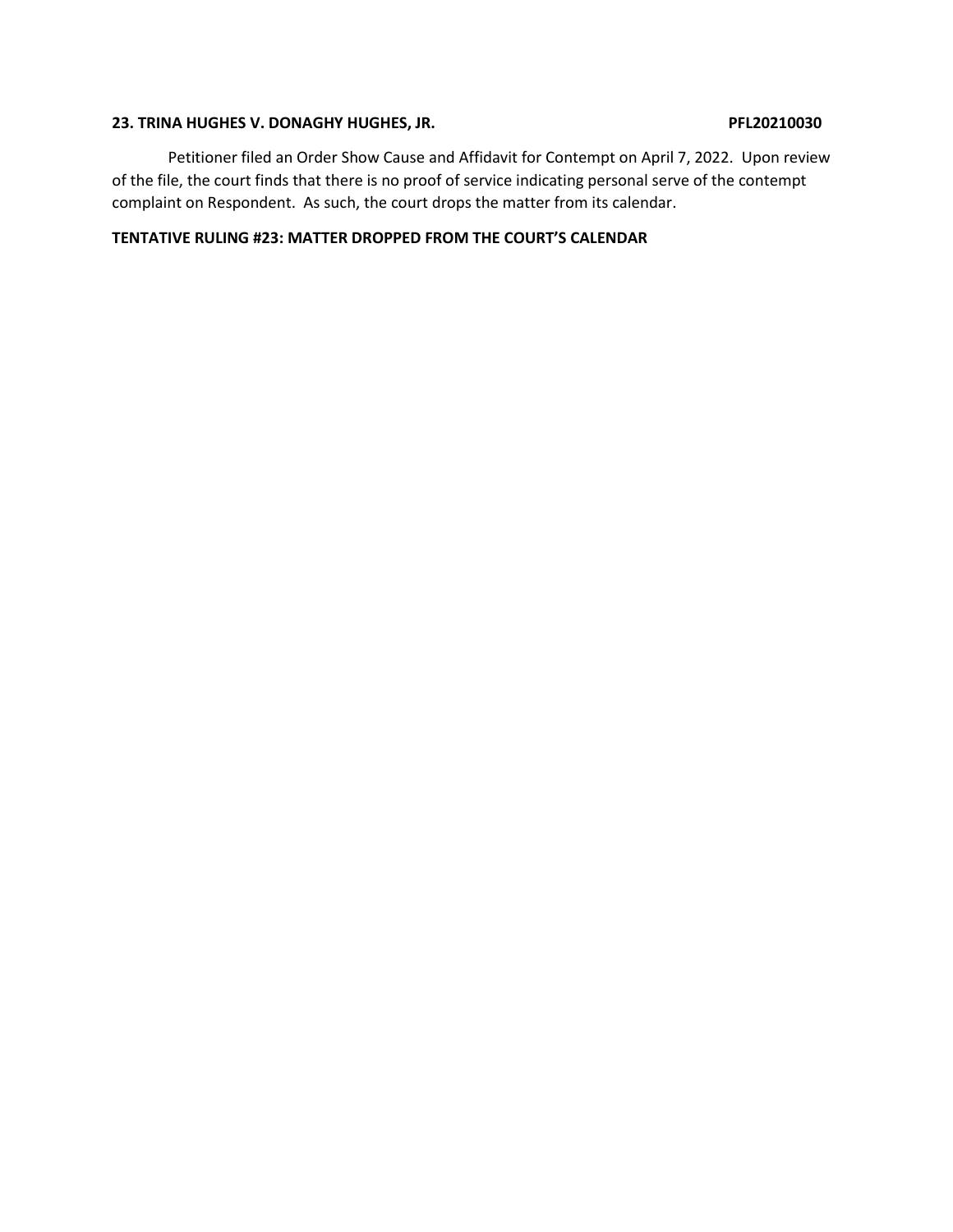**23. TRINA HUGHES V. DONAGHY HUGHES, JR. PFL20210030**

Petitioner filed an Order Show Cause and Affidavit for Contempt on April 7, 2022. Upon review of the file, the court finds that there is no proof of service indicating personal serve of the contempt complaint on Respondent. As such, the court drops the matter from its calendar.

**TENTATIVE RULING #23: MATTER DROPPED FROM THE COURT'S CALENDAR**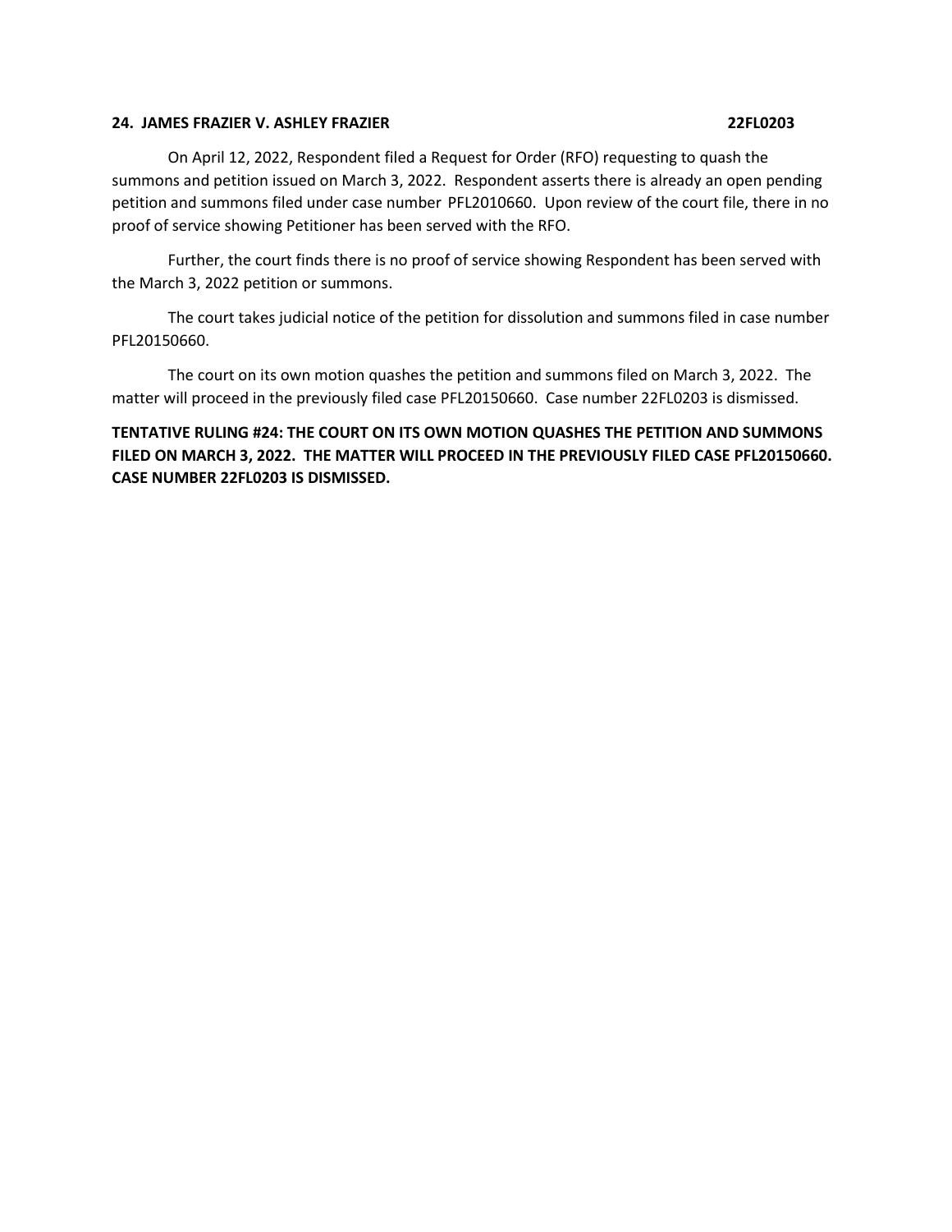**24. JAMES FRAZIER V. ASHLEY FRAZIER 22FL0203**

On April 12, 2022, Respondent filed a Request for Order (RFO) requesting to quash the summons and petition issued on March 3, 2022. Respondent asserts there is already an open pending petition and summons filed under case number PFL2010660. Upon review of the court file, there in no proof of service showing Petitioner has been served with the RFO.

Further, the court finds there is no proof of service showing Respondent has been served with the March 3, 2022 petition or summons.

The court takes judicial notice of the petition for dissolution and summons filed in case number PFL20150660.

The court on its own motion quashes the petition and summons filed on March 3, 2022. The matter will proceed in the previously filed case PFL20150660. Case number 22FL0203 is dismissed.

**TENTATIVE RULING #24: THE COURT ON ITS OWN MOTION QUASHES THE PETITION AND SUMMONS FILED ON MARCH 3, 2022. THE MATTER WILL PROCEED IN THE PREVIOUSLY FILED CASE PFL20150660. CASE NUMBER 22FL0203 IS DISMISSED.**